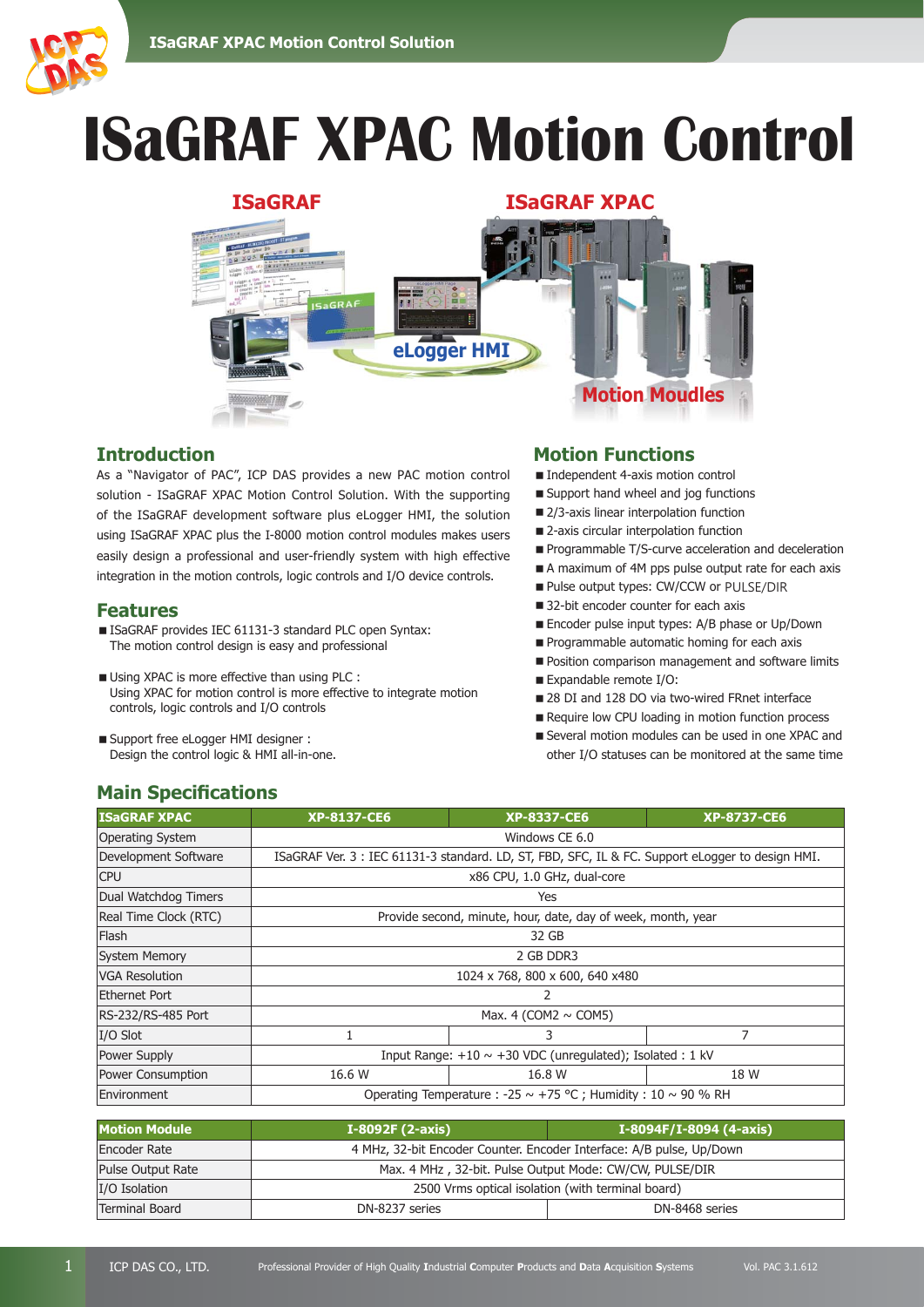# ISaGRAF XPAC Motion Control

## Introduction

As a "Navigator of PAC", ICP DAS provides a new PAC motion control solution - ISaGRAF XPAC Motion Control Solution. With the supporting of the ISaGRAF development software plus eLogger HMI, the solution using ISaGRAF XPAC plus the I-8000 motion control modules makes users easily design a professional and user-friendly system with high effective integration in the motion controls, logic controls and I/O device controls.

## Features

- ISaGRAF provides IEC 61131-3 standard PLC open Syntax: The motion control design is easy and professional
- Using XPAC is more effective than using PLC : Using XPAC for motion control is more effective to integrate motion controls, logic controls and I/O controls
- Support free eLogger HMI designer : Design the control logic & HMI all-in-one.

## Motion Functions

- Independent 4-axis motion control
- Support hand wheel and jog functions
- 2/3-axis linear interpolation function
- 2-axis circular interpolation function
- Programmable T/S-curve acceleration and deceleration
- A maximum of 4M pps pulse output rate for each axis
- Pulse output types: CW/CCW or PULSE/DIR
- 32-bit encoder counter for each axis
- Encoder pulse input types: A/B phase or Up/Down
- Programmable automatic homing for each axis
- Position comparison management and software limits
- Expandable remote I/O:
- 28 DI and 128 DO via two-wired FRnet interface
- Require low CPU loading in motion function process
- Several motion modules can be used in one XPAC and other I/O statuses can be monitored at the same time

## Main Specifications

| ISaGRAF XPAC | XP-8137-CE6 | XP-8337-CE6 | XP-8737-CE6 |
|---|---|---|---|
| Operating System | Windows CE 6.0 | | |
| Development Software | ISaGRAF Ver. 3 : IEC 61131-3 standard. LD, ST, FBD, SFC, IL & FC. Support eLogger to design HMI. | | |
| CPU | x86 CPU, 1.0 GHz, dual-core | | |
| Dual Watchdog Timers | Yes | | |
| Real Time Clock (RTC) | Provide second, minute, hour, date, day of week, month, year | | |
| Flash | 32 GB | | |
| System Memory | 2 GB DDR3 | | |
| VGA Resolution | 1024 x 768, 800 x 600, 640 x480 | | |
| Ethernet Port | 2 | | |
| RS-232/RS-485 Port | Max. 4 (COM2 ~ COM5) | | |
| I/O Slot | 1 | 3 | 7 |
| Power Supply | Input Range: +10 ~ +30 VDC (unregulated); Isolated : 1 kV | | |
| Power Consumption | 16.6 W | 16.8 W | 18 W |
| Environment | Operating Temperature : -25 ~ +75 °C ; Humidity : 10 ~ 90 % RH | | |

| Motion Module | I-8092F (2-axis) | I-8094F/I-8094 (4-axis) |
|---|---|---|
| Encoder Rate | 4 MHz, 32-bit Encoder Counter. Encoder Interface: A/B pulse, Up/Down | |
| Pulse Output Rate | Max. 4 MHz , 32-bit. Pulse Output Mode: CW/CW, PULSE/DIR | |
| I/O Isolation | 2500 Vrms optical isolation (with terminal board) | |
| Terminal Board | DN-8237 series | DN-8468 series |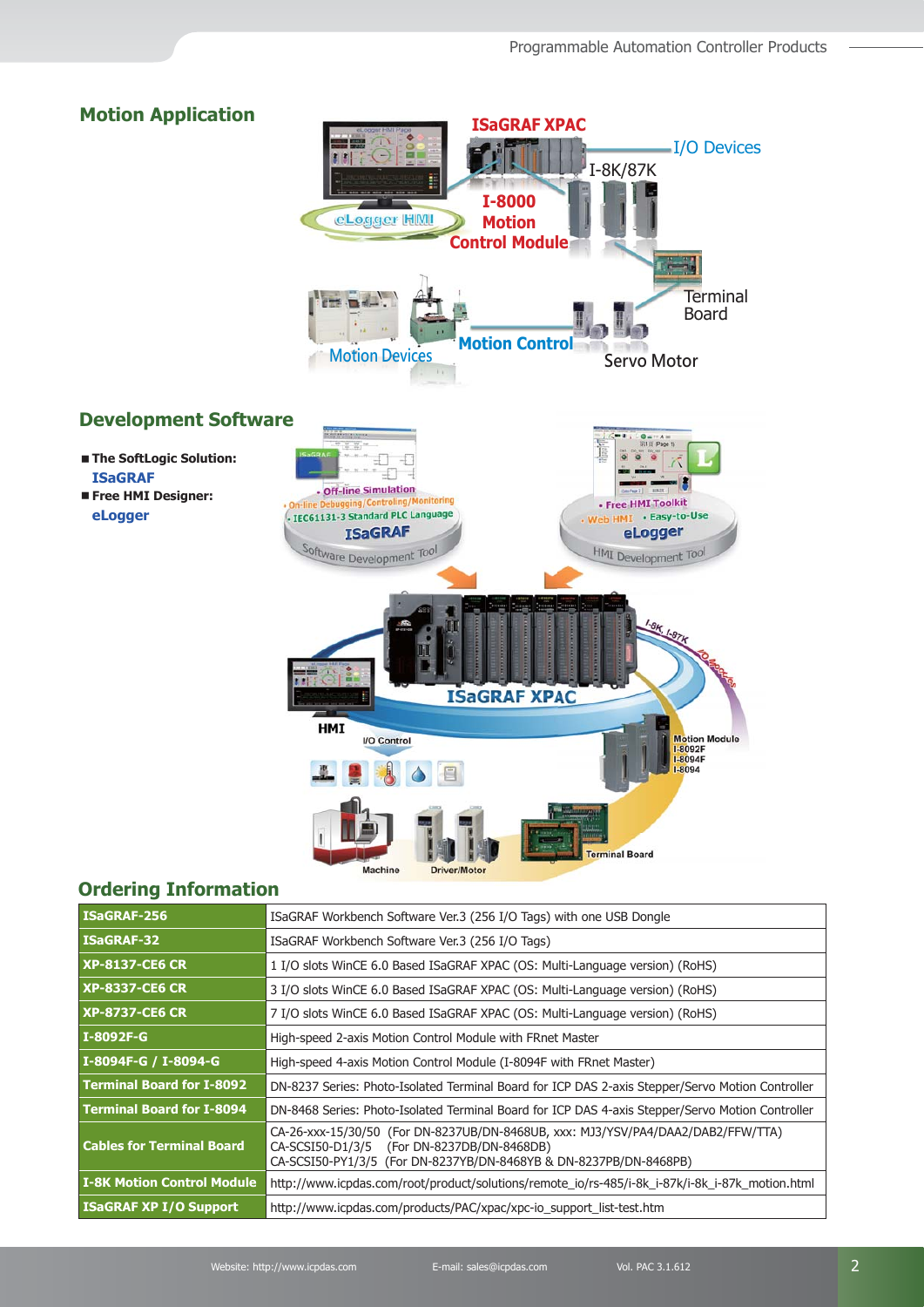## Motion Application

ISaGRAF XPAC

I/O Devices

I-8K/87K

eLogger HMI

I-8000 Motion Control Module

Terminal Board

Motion Devices

Motion Control

Servo Motor

## Development Software

- **The SoftLogic Solution:** ISaGRAF
- **Free HMI Designer:** eLogger

- Off-line Simulation
- On-line Debugging/Controlling/Monitoring
- IEC61131-3 Standard PLC Language

ISaGRAF

Software Development Tool

- Free HMI Toolkit
- Web HMI
- Easy-to-Use

eLogger

HMI Development Tool

ISaGRAF XPAC

I-8K, I-87K I/O Modules

HMI

I/O Control

Motion Module
I-8092F
I-8094F
I-8094

Machine

Driver/Motor

Terminal Board

## Ordering Information

| | |
|---|---|
| **ISaGRAF-256** | ISaGRAF Workbench Software Ver.3 (256 I/O Tags) with one USB Dongle |
| **ISaGRAF-32** | ISaGRAF Workbench Software Ver.3 (256 I/O Tags) |
| **XP-8137-CE6 CR** | 1 I/O slots WinCE 6.0 Based ISaGRAF XPAC (OS: Multi-Language version) (RoHS) |
| **XP-8337-CE6 CR** | 3 I/O slots WinCE 6.0 Based ISaGRAF XPAC (OS: Multi-Language version) (RoHS) |
| **XP-8737-CE6 CR** | 7 I/O slots WinCE 6.0 Based ISaGRAF XPAC (OS: Multi-Language version) (RoHS) |
| **I-8092F-G** | High-speed 2-axis Motion Control Module with FRnet Master |
| **I-8094F-G / I-8094-G** | High-speed 4-axis Motion Control Module (I-8094F with FRnet Master) |
| **Terminal Board for I-8092** | DN-8237 Series: Photo-Isolated Terminal Board for ICP DAS 2-axis Stepper/Servo Motion Controller |
| **Terminal Board for I-8094** | DN-8468 Series: Photo-Isolated Terminal Board for ICP DAS 4-axis Stepper/Servo Motion Controller |
| **Cables for Terminal Board** | CA-26-xxx-15/30/50 (For DN-8237UB/DN-8468UB, xxx: MJ3/YSV/PA4/DAA2/DAB2/FFW/TTA)<br>CA-SCSI50-D1/3/5 (For DN-8237DB/DN-8468DB)<br>CA-SCSI50-PY1/3/5 (For DN-8237YB/DN-8468YB & DN-8237PB/DN-8468PB) |
| **I-8K Motion Control Module** | http://www.icpdas.com/root/product/solutions/remote_io/rs-485/i-8k_i-87k/i-8k_i-87k_motion.html |
| **ISaGRAF XP I/O Support** | http://www.icpdas.com/products/PAC/xpac/xpc-io_support_list-test.htm |